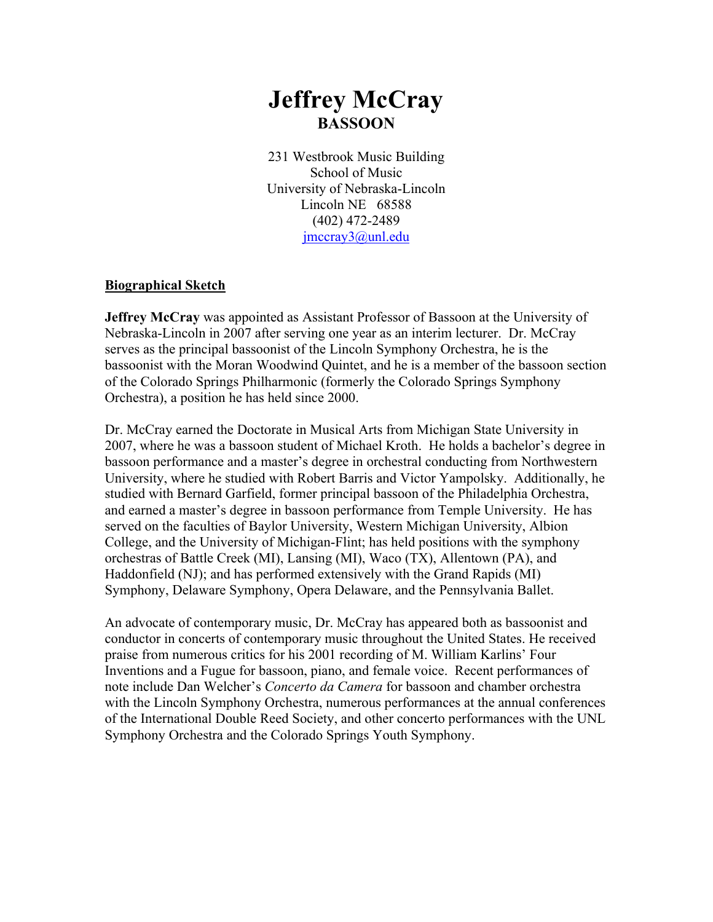# Jeffrey McCray

**BASSOON**

231 Westbrook Music Building
School of Music
University of Nebraska-Lincoln
Lincoln NE 68588
(402) 472-2489
jmccray3@unl.edu

## Biographical Sketch

**Jeffrey McCray** was appointed as Assistant Professor of Bassoon at the University of Nebraska-Lincoln in 2007 after serving one year as an interim lecturer. Dr. McCray serves as the principal bassoonist of the Lincoln Symphony Orchestra, he is the bassoonist with the Moran Woodwind Quintet, and he is a member of the bassoon section of the Colorado Springs Philharmonic (formerly the Colorado Springs Symphony Orchestra), a position he has held since 2000.

Dr. McCray earned the Doctorate in Musical Arts from Michigan State University in 2007, where he was a bassoon student of Michael Kroth. He holds a bachelor's degree in bassoon performance and a master's degree in orchestral conducting from Northwestern University, where he studied with Robert Barris and Victor Yampolsky. Additionally, he studied with Bernard Garfield, former principal bassoon of the Philadelphia Orchestra, and earned a master's degree in bassoon performance from Temple University. He has served on the faculties of Baylor University, Western Michigan University, Albion College, and the University of Michigan-Flint; has held positions with the symphony orchestras of Battle Creek (MI), Lansing (MI), Waco (TX), Allentown (PA), and Haddonfield (NJ); and has performed extensively with the Grand Rapids (MI) Symphony, Delaware Symphony, Opera Delaware, and the Pennsylvania Ballet.

An advocate of contemporary music, Dr. McCray has appeared both as bassoonist and conductor in concerts of contemporary music throughout the United States. He received praise from numerous critics for his 2001 recording of M. William Karlins' Four Inventions and a Fugue for bassoon, piano, and female voice. Recent performances of note include Dan Welcher's *Concerto da Camera* for bassoon and chamber orchestra with the Lincoln Symphony Orchestra, numerous performances at the annual conferences of the International Double Reed Society, and other concerto performances with the UNL Symphony Orchestra and the Colorado Springs Youth Symphony.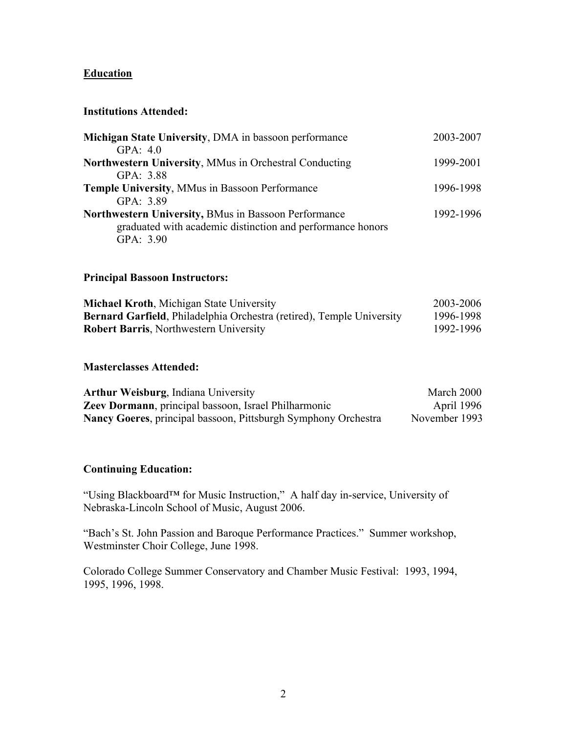## Education

### Institutions Attended:

**Michigan State University**, DMA in bassoon performance — 2003-2007
GPA: 4.0

**Northwestern University**, MMus in Orchestral Conducting — 1999-2001
GPA: 3.88

**Temple University**, MMus in Bassoon Performance — 1996-1998
GPA: 3.89

**Northwestern University,** BMus in Bassoon Performance — 1992-1996
graduated with academic distinction and performance honors
GPA: 3.90

### Principal Bassoon Instructors:

**Michael Kroth**, Michigan State University — 2003-2006
**Bernard Garfield**, Philadelphia Orchestra (retired), Temple University — 1996-1998
**Robert Barris**, Northwestern University — 1992-1996

### Masterclasses Attended:

**Arthur Weisburg**, Indiana University — March 2000
**Zeev Dormann**, principal bassoon, Israel Philharmonic — April 1996
**Nancy Goeres**, principal bassoon, Pittsburgh Symphony Orchestra — November 1993

### Continuing Education:

"Using Blackboard™ for Music Instruction," A half day in-service, University of Nebraska-Lincoln School of Music, August 2006.

"Bach's St. John Passion and Baroque Performance Practices." Summer workshop, Westminster Choir College, June 1998.

Colorado College Summer Conservatory and Chamber Music Festival: 1993, 1994, 1995, 1996, 1998.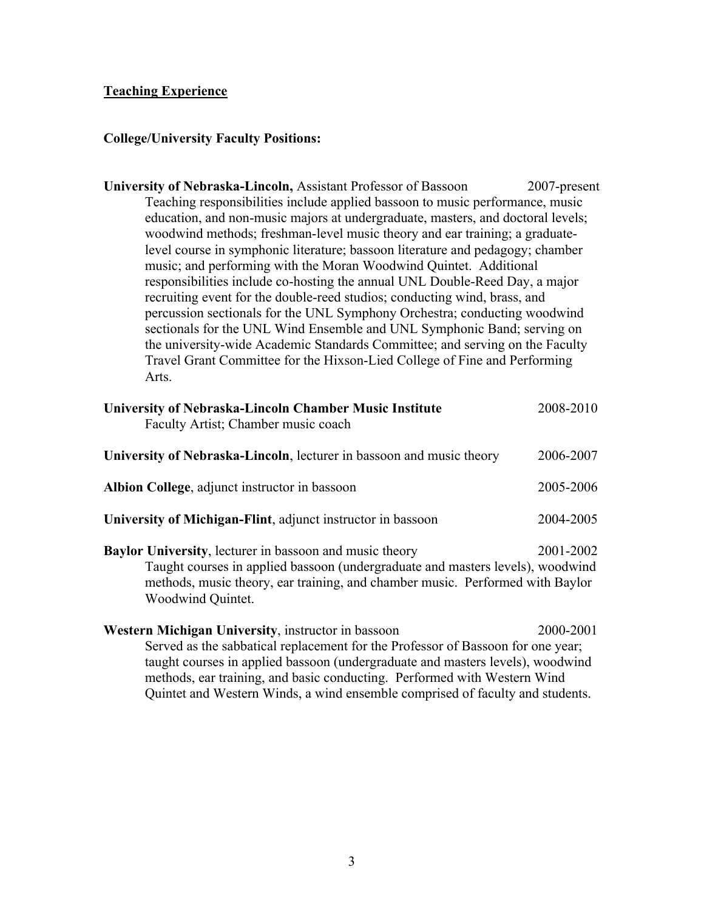## Teaching Experience

### College/University Faculty Positions:

**University of Nebraska-Lincoln,** Assistant Professor of Bassoon 2007-present

Teaching responsibilities include applied bassoon to music performance, music education, and non-music majors at undergraduate, masters, and doctoral levels; woodwind methods; freshman-level music theory and ear training; a graduate-level course in symphonic literature; bassoon literature and pedagogy; chamber music; and performing with the Moran Woodwind Quintet. Additional responsibilities include co-hosting the annual UNL Double-Reed Day, a major recruiting event for the double-reed studios; conducting wind, brass, and percussion sectionals for the UNL Symphony Orchestra; conducting woodwind sectionals for the UNL Wind Ensemble and UNL Symphonic Band; serving on the university-wide Academic Standards Committee; and serving on the Faculty Travel Grant Committee for the Hixson-Lied College of Fine and Performing Arts.

**University of Nebraska-Lincoln Chamber Music Institute** 2008-2010

Faculty Artist; Chamber music coach

**University of Nebraska-Lincoln**, lecturer in bassoon and music theory 2006-2007

**Albion College**, adjunct instructor in bassoon 2005-2006

**University of Michigan-Flint**, adjunct instructor in bassoon 2004-2005

**Baylor University**, lecturer in bassoon and music theory 2001-2002

Taught courses in applied bassoon (undergraduate and masters levels), woodwind methods, music theory, ear training, and chamber music. Performed with Baylor Woodwind Quintet.

**Western Michigan University**, instructor in bassoon 2000-2001

Served as the sabbatical replacement for the Professor of Bassoon for one year; taught courses in applied bassoon (undergraduate and masters levels), woodwind methods, ear training, and basic conducting. Performed with Western Wind Quintet and Western Winds, a wind ensemble comprised of faculty and students.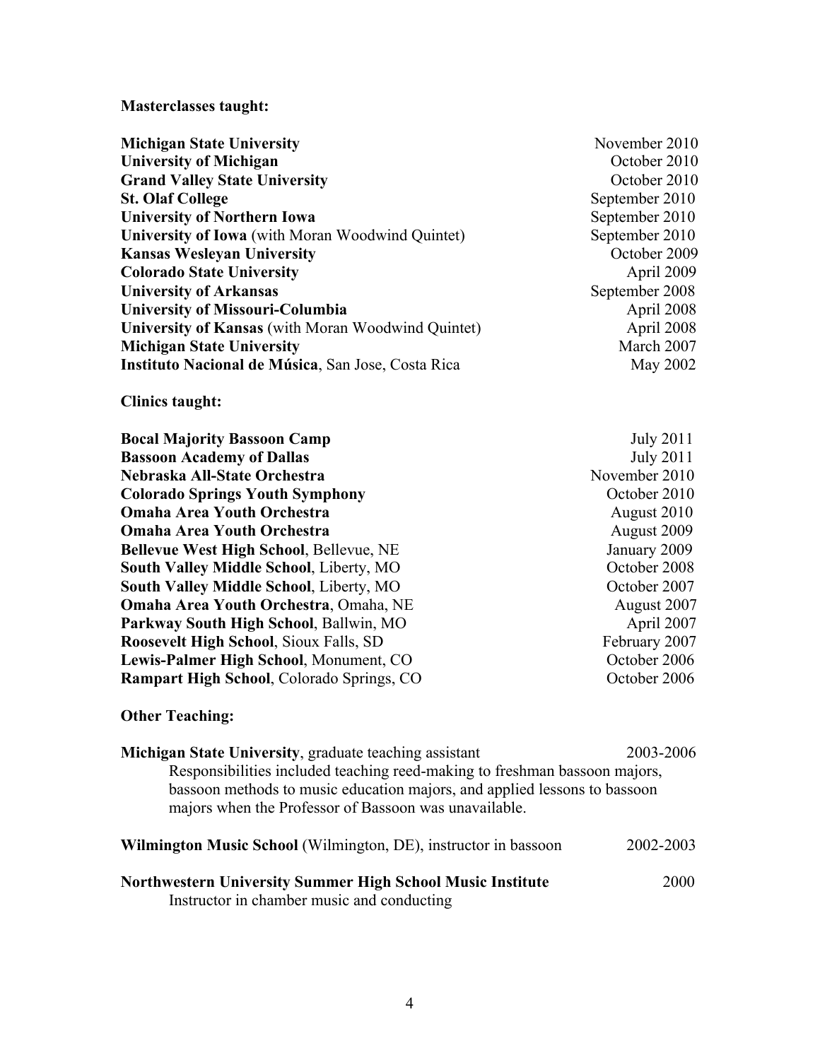**Masterclasses taught:**

| | |
|---|---|
| **Michigan State University** | November 2010 |
| **University of Michigan** | October 2010 |
| **Grand Valley State University** | October 2010 |
| **St. Olaf College** | September 2010 |
| **University of Northern Iowa** | September 2010 |
| **University of Iowa** (with Moran Woodwind Quintet) | September 2010 |
| **Kansas Wesleyan University** | October 2009 |
| **Colorado State University** | April 2009 |
| **University of Arkansas** | September 2008 |
| **University of Missouri-Columbia** | April 2008 |
| **University of Kansas** (with Moran Woodwind Quintet) | April 2008 |
| **Michigan State University** | March 2007 |
| **Instituto Nacional de Música**, San Jose, Costa Rica | May 2002 |

**Clinics taught:**

| | |
|---|---|
| **Bocal Majority Bassoon Camp** | July 2011 |
| **Bassoon Academy of Dallas** | July 2011 |
| **Nebraska All-State Orchestra** | November 2010 |
| **Colorado Springs Youth Symphony** | October 2010 |
| **Omaha Area Youth Orchestra** | August 2010 |
| **Omaha Area Youth Orchestra** | August 2009 |
| **Bellevue West High School**, Bellevue, NE | January 2009 |
| **South Valley Middle School**, Liberty, MO | October 2008 |
| **South Valley Middle School**, Liberty, MO | October 2007 |
| **Omaha Area Youth Orchestra**, Omaha, NE | August 2007 |
| **Parkway South High School**, Ballwin, MO | April 2007 |
| **Roosevelt High School**, Sioux Falls, SD | February 2007 |
| **Lewis-Palmer High School**, Monument, CO | October 2006 |
| **Rampart High School**, Colorado Springs, CO | October 2006 |

**Other Teaching:**

**Michigan State University**, graduate teaching assistant — 2003-2006

Responsibilities included teaching reed-making to freshman bassoon majors, bassoon methods to music education majors, and applied lessons to bassoon majors when the Professor of Bassoon was unavailable.

**Wilmington Music School** (Wilmington, DE), instructor in bassoon — 2002-2003

**Northwestern University Summer High School Music Institute** — 2000

Instructor in chamber music and conducting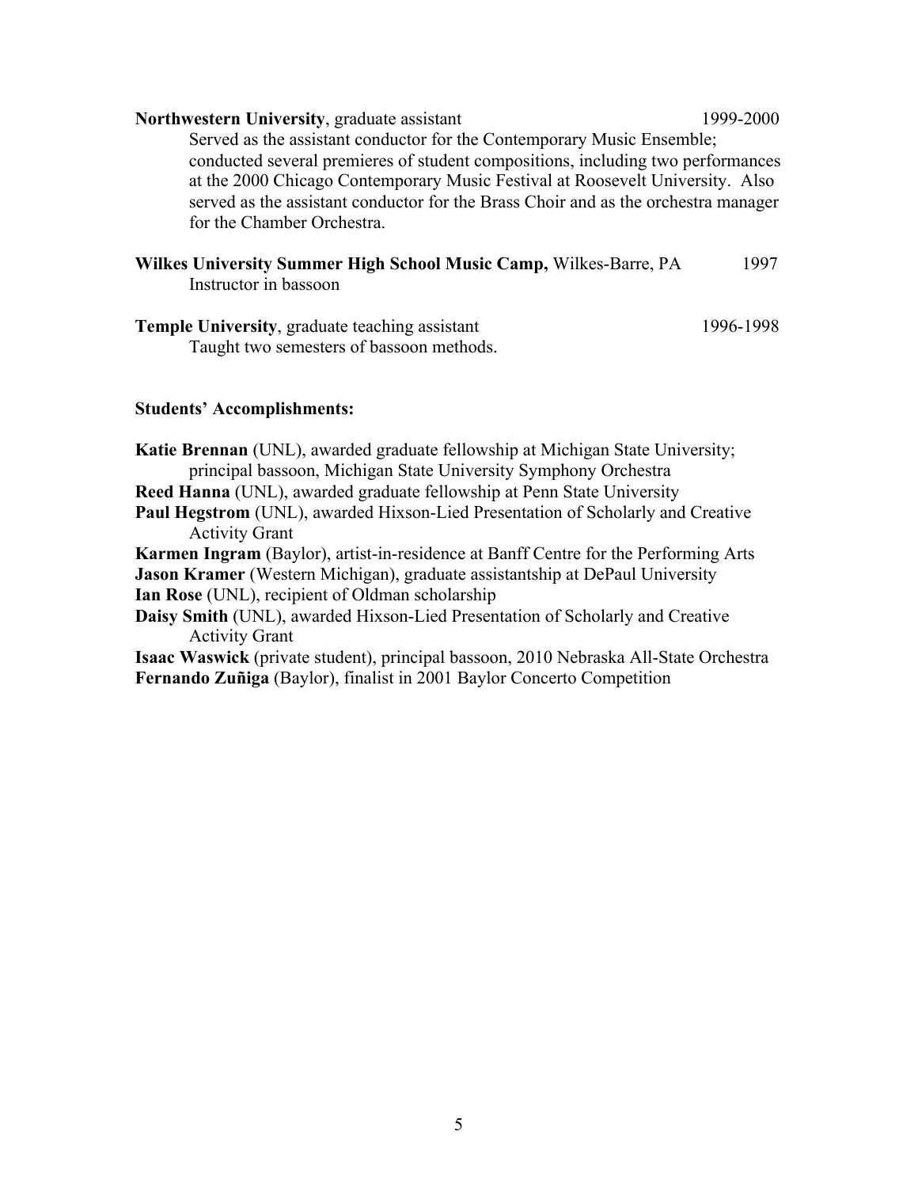**Northwestern University**, graduate assistant 1999-2000

Served as the assistant conductor for the Contemporary Music Ensemble; conducted several premieres of student compositions, including two performances at the 2000 Chicago Contemporary Music Festival at Roosevelt University. Also served as the assistant conductor for the Brass Choir and as the orchestra manager for the Chamber Orchestra.

**Wilkes University Summer High School Music Camp,** Wilkes-Barre, PA 1997

Instructor in bassoon

**Temple University**, graduate teaching assistant 1996-1998

Taught two semesters of bassoon methods.

**Students' Accomplishments:**

**Katie Brennan** (UNL), awarded graduate fellowship at Michigan State University; principal bassoon, Michigan State University Symphony Orchestra

**Reed Hanna** (UNL), awarded graduate fellowship at Penn State University

**Paul Hegstrom** (UNL), awarded Hixson-Lied Presentation of Scholarly and Creative Activity Grant

**Karmen Ingram** (Baylor), artist-in-residence at Banff Centre for the Performing Arts

**Jason Kramer** (Western Michigan), graduate assistantship at DePaul University

**Ian Rose** (UNL), recipient of Oldman scholarship

**Daisy Smith** (UNL), awarded Hixson-Lied Presentation of Scholarly and Creative Activity Grant

**Isaac Waswick** (private student), principal bassoon, 2010 Nebraska All-State Orchestra

**Fernando Zuñiga** (Baylor), finalist in 2001 Baylor Concerto Competition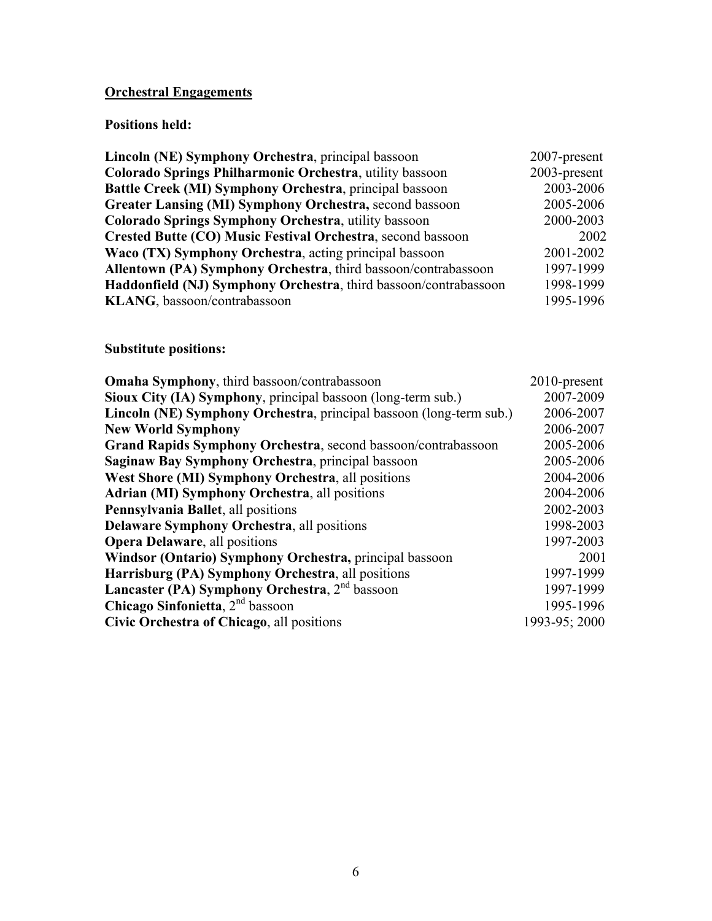## Orchestral Engagements

### Positions held:

| | |
|---|---|
| **Lincoln (NE) Symphony Orchestra**, principal bassoon | 2007-present |
| **Colorado Springs Philharmonic Orchestra**, utility bassoon | 2003-present |
| **Battle Creek (MI) Symphony Orchestra**, principal bassoon | 2003-2006 |
| **Greater Lansing (MI) Symphony Orchestra,** second bassoon | 2005-2006 |
| **Colorado Springs Symphony Orchestra**, utility bassoon | 2000-2003 |
| **Crested Butte (CO) Music Festival Orchestra**, second bassoon | 2002 |
| **Waco (TX) Symphony Orchestra**, acting principal bassoon | 2001-2002 |
| **Allentown (PA) Symphony Orchestra**, third bassoon/contrabassoon | 1997-1999 |
| **Haddonfield (NJ) Symphony Orchestra**, third bassoon/contrabassoon | 1998-1999 |
| **KLANG**, bassoon/contrabassoon | 1995-1996 |

### Substitute positions:

| | |
|---|---|
| **Omaha Symphony**, third bassoon/contrabassoon | 2010-present |
| **Sioux City (IA) Symphony**, principal bassoon (long-term sub.) | 2007-2009 |
| **Lincoln (NE) Symphony Orchestra**, principal bassoon (long-term sub.) | 2006-2007 |
| **New World Symphony** | 2006-2007 |
| **Grand Rapids Symphony Orchestra**, second bassoon/contrabassoon | 2005-2006 |
| **Saginaw Bay Symphony Orchestra**, principal bassoon | 2005-2006 |
| **West Shore (MI) Symphony Orchestra**, all positions | 2004-2006 |
| **Adrian (MI) Symphony Orchestra**, all positions | 2004-2006 |
| **Pennsylvania Ballet**, all positions | 2002-2003 |
| **Delaware Symphony Orchestra**, all positions | 1998-2003 |
| **Opera Delaware**, all positions | 1997-2003 |
| **Windsor (Ontario) Symphony Orchestra,** principal bassoon | 2001 |
| **Harrisburg (PA) Symphony Orchestra**, all positions | 1997-1999 |
| **Lancaster (PA) Symphony Orchestra**, 2nd bassoon | 1997-1999 |
| **Chicago Sinfonietta**, 2nd bassoon | 1995-1996 |
| **Civic Orchestra of Chicago**, all positions | 1993-95; 2000 |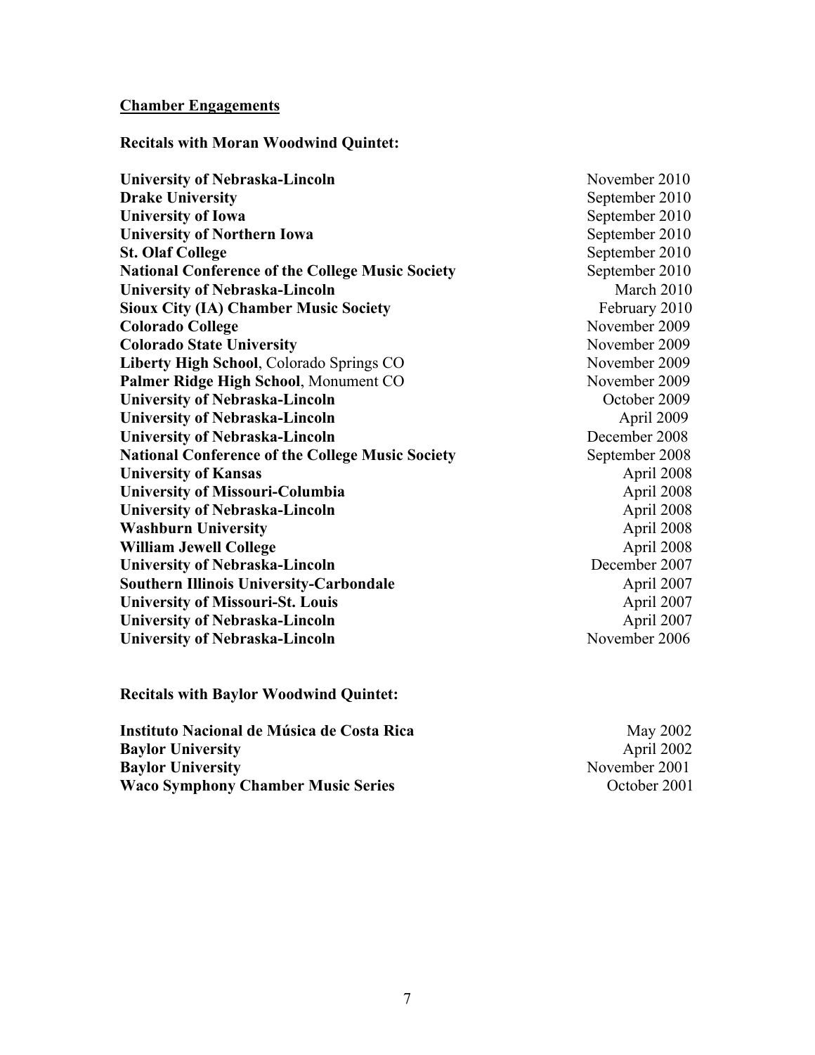## <u>Chamber Engagements</u>

**Recitals with Moran Woodwind Quintet:**

| | |
|---|---|
| **University of Nebraska-Lincoln** | November 2010 |
| **Drake University** | September 2010 |
| **University of Iowa** | September 2010 |
| **University of Northern Iowa** | September 2010 |
| **St. Olaf College** | September 2010 |
| **National Conference of the College Music Society** | September 2010 |
| **University of Nebraska-Lincoln** | March 2010 |
| **Sioux City (IA) Chamber Music Society** | February 2010 |
| **Colorado College** | November 2009 |
| **Colorado State University** | November 2009 |
| **Liberty High School**, Colorado Springs CO | November 2009 |
| **Palmer Ridge High School**, Monument CO | November 2009 |
| **University of Nebraska-Lincoln** | October 2009 |
| **University of Nebraska-Lincoln** | April 2009 |
| **University of Nebraska-Lincoln** | December 2008 |
| **National Conference of the College Music Society** | September 2008 |
| **University of Kansas** | April 2008 |
| **University of Missouri-Columbia** | April 2008 |
| **University of Nebraska-Lincoln** | April 2008 |
| **Washburn University** | April 2008 |
| **William Jewell College** | April 2008 |
| **University of Nebraska-Lincoln** | December 2007 |
| **Southern Illinois University-Carbondale** | April 2007 |
| **University of Missouri-St. Louis** | April 2007 |
| **University of Nebraska-Lincoln** | April 2007 |
| **University of Nebraska-Lincoln** | November 2006 |

**Recitals with Baylor Woodwind Quintet:**

| | |
|---|---|
| **Instituto Nacional de Música de Costa Rica** | May 2002 |
| **Baylor University** | April 2002 |
| **Baylor University** | November 2001 |
| **Waco Symphony Chamber Music Series** | October 2001 |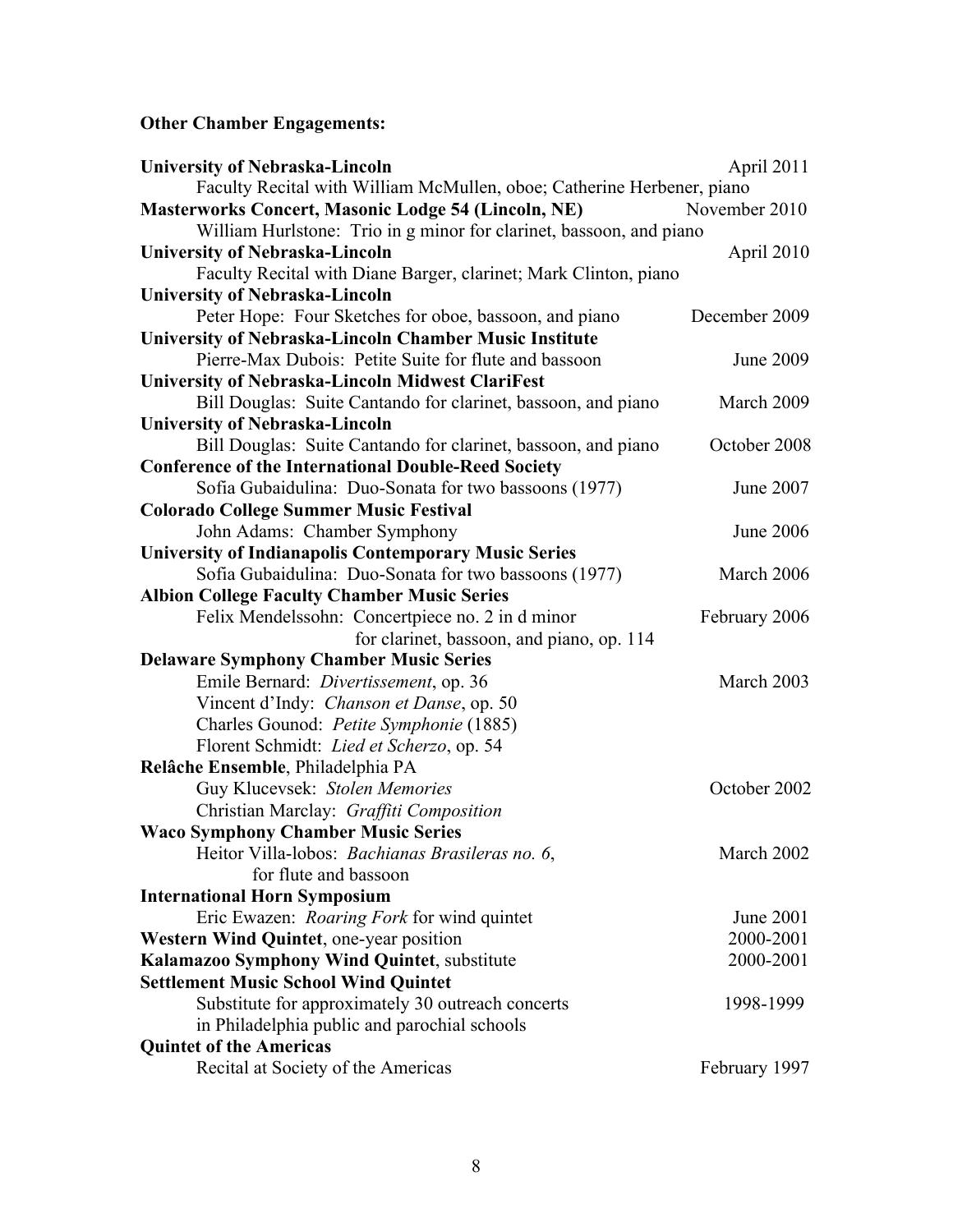**Other Chamber Engagements:**

**University of Nebraska-Lincoln** April 2011
Faculty Recital with William McMullen, oboe; Catherine Herbener, piano

**Masterworks Concert, Masonic Lodge 54 (Lincoln, NE)** November 2010
William Hurlstone: Trio in g minor for clarinet, bassoon, and piano

**University of Nebraska-Lincoln** April 2010
Faculty Recital with Diane Barger, clarinet; Mark Clinton, piano

**University of Nebraska-Lincoln**
Peter Hope: Four Sketches for oboe, bassoon, and piano December 2009

**University of Nebraska-Lincoln Chamber Music Institute**
Pierre-Max Dubois: Petite Suite for flute and bassoon June 2009

**University of Nebraska-Lincoln Midwest ClariFest**
Bill Douglas: Suite Cantando for clarinet, bassoon, and piano March 2009

**University of Nebraska-Lincoln**
Bill Douglas: Suite Cantando for clarinet, bassoon, and piano October 2008

**Conference of the International Double-Reed Society**
Sofia Gubaidulina: Duo-Sonata for two bassoons (1977) June 2007

**Colorado College Summer Music Festival**
John Adams: Chamber Symphony June 2006

**University of Indianapolis Contemporary Music Series**
Sofia Gubaidulina: Duo-Sonata for two bassoons (1977) March 2006

**Albion College Faculty Chamber Music Series**
Felix Mendelssohn: Concertpiece no. 2 in d minor for clarinet, bassoon, and piano, op. 114 February 2006

**Delaware Symphony Chamber Music Series**
Emile Bernard: *Divertissement*, op. 36 March 2003
Vincent d'Indy: *Chanson et Danse*, op. 50
Charles Gounod: *Petite Symphonie* (1885)
Florent Schmidt: *Lied et Scherzo*, op. 54

**Relâche Ensemble**, Philadelphia PA
Guy Klucevsek: *Stolen Memories* October 2002
Christian Marclay: *Graffiti Composition*

**Waco Symphony Chamber Music Series**
Heitor Villa-lobos: *Bachianas Brasileras no. 6*, for flute and bassoon March 2002

**International Horn Symposium**
Eric Ewazen: *Roaring Fork* for wind quintet June 2001

**Western Wind Quintet**, one-year position 2000-2001

**Kalamazoo Symphony Wind Quintet**, substitute 2000-2001

**Settlement Music School Wind Quintet**
Substitute for approximately 30 outreach concerts in Philadelphia public and parochial schools 1998-1999

**Quintet of the Americas**
Recital at Society of the Americas February 1997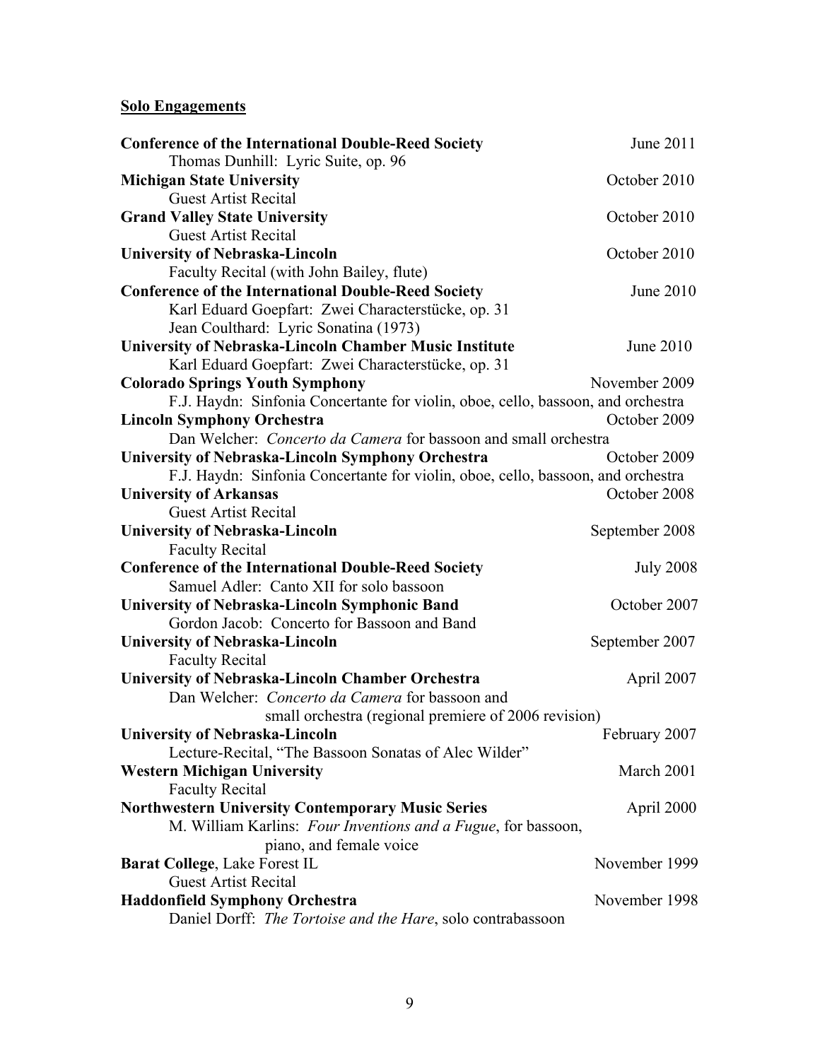## Solo Engagements

**Conference of the International Double-Reed Society** June 2011
Thomas Dunhill: Lyric Suite, op. 96

**Michigan State University** October 2010
Guest Artist Recital

**Grand Valley State University** October 2010
Guest Artist Recital

**University of Nebraska-Lincoln** October 2010
Faculty Recital (with John Bailey, flute)

**Conference of the International Double-Reed Society** June 2010
Karl Eduard Goepfart: Zwei Characterstücke, op. 31
Jean Coulthard: Lyric Sonatina (1973)

**University of Nebraska-Lincoln Chamber Music Institute** June 2010
Karl Eduard Goepfart: Zwei Characterstücke, op. 31

**Colorado Springs Youth Symphony** November 2009
F.J. Haydn: Sinfonia Concertante for violin, oboe, cello, bassoon, and orchestra

**Lincoln Symphony Orchestra** October 2009
Dan Welcher: *Concerto da Camera* for bassoon and small orchestra

**University of Nebraska-Lincoln Symphony Orchestra** October 2009
F.J. Haydn: Sinfonia Concertante for violin, oboe, cello, bassoon, and orchestra

**University of Arkansas** October 2008
Guest Artist Recital

**University of Nebraska-Lincoln** September 2008
Faculty Recital

**Conference of the International Double-Reed Society** July 2008
Samuel Adler: Canto XII for solo bassoon

**University of Nebraska-Lincoln Symphonic Band** October 2007
Gordon Jacob: Concerto for Bassoon and Band

**University of Nebraska-Lincoln** September 2007
Faculty Recital

**University of Nebraska-Lincoln Chamber Orchestra** April 2007
Dan Welcher: *Concerto da Camera* for bassoon and small orchestra (regional premiere of 2006 revision)

**University of Nebraska-Lincoln** February 2007
Lecture-Recital, "The Bassoon Sonatas of Alec Wilder"

**Western Michigan University** March 2001
Faculty Recital

**Northwestern University Contemporary Music Series** April 2000
M. William Karlins: *Four Inventions and a Fugue*, for bassoon, piano, and female voice

**Barat College**, Lake Forest IL November 1999
Guest Artist Recital

**Haddonfield Symphony Orchestra** November 1998
Daniel Dorff: *The Tortoise and the Hare*, solo contrabassoon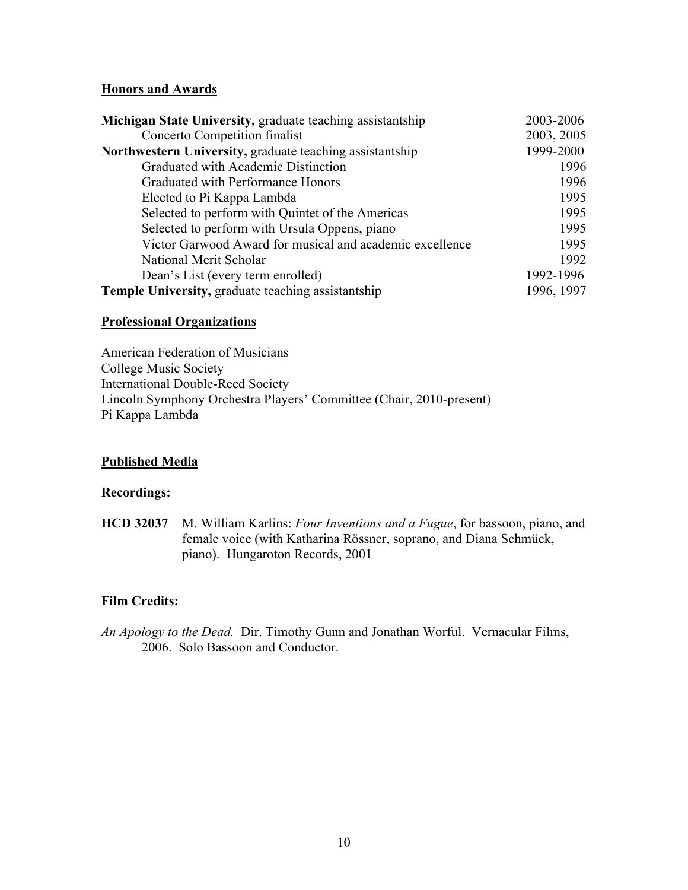## Honors and Awards

| | |
|---|---|
| **Michigan State University,** graduate teaching assistantship | 2003-2006 |
| Concerto Competition finalist | 2003, 2005 |
| **Northwestern University,** graduate teaching assistantship | 1999-2000 |
| Graduated with Academic Distinction | 1996 |
| Graduated with Performance Honors | 1996 |
| Elected to Pi Kappa Lambda | 1995 |
| Selected to perform with Quintet of the Americas | 1995 |
| Selected to perform with Ursula Oppens, piano | 1995 |
| Victor Garwood Award for musical and academic excellence | 1995 |
| National Merit Scholar | 1992 |
| Dean's List (every term enrolled) | 1992-1996 |
| **Temple University,** graduate teaching assistantship | 1996, 1997 |

## Professional Organizations

American Federation of Musicians
College Music Society
International Double-Reed Society
Lincoln Symphony Orchestra Players' Committee (Chair, 2010-present)
Pi Kappa Lambda

## Published Media

### Recordings:

**HCD 32037** M. William Karlins: *Four Inventions and a Fugue*, for bassoon, piano, and female voice (with Katharina Rössner, soprano, and Diana Schmück, piano). Hungaroton Records, 2001

### Film Credits:

*An Apology to the Dead.* Dir. Timothy Gunn and Jonathan Worful. Vernacular Films, 2006. Solo Bassoon and Conductor.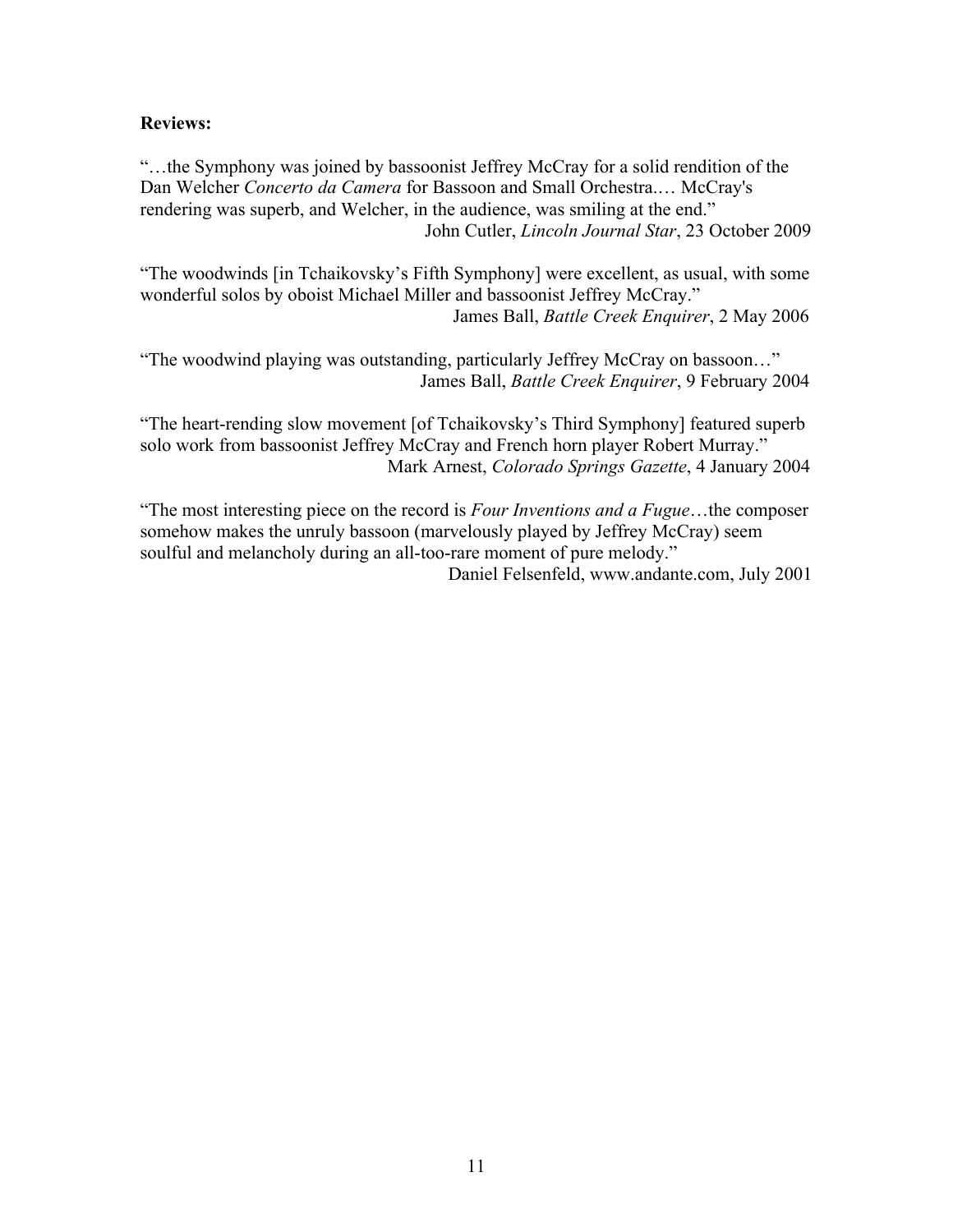**Reviews:**

"…the Symphony was joined by bassoonist Jeffrey McCray for a solid rendition of the Dan Welcher *Concerto da Camera* for Bassoon and Small Orchestra.… McCray's rendering was superb, and Welcher, in the audience, was smiling at the end."

John Cutler, *Lincoln Journal Star*, 23 October 2009

"The woodwinds [in Tchaikovsky's Fifth Symphony] were excellent, as usual, with some wonderful solos by oboist Michael Miller and bassoonist Jeffrey McCray."

James Ball, *Battle Creek Enquirer*, 2 May 2006

"The woodwind playing was outstanding, particularly Jeffrey McCray on bassoon…"

James Ball, *Battle Creek Enquirer*, 9 February 2004

"The heart-rending slow movement [of Tchaikovsky's Third Symphony] featured superb solo work from bassoonist Jeffrey McCray and French horn player Robert Murray."

Mark Arnest, *Colorado Springs Gazette*, 4 January 2004

"The most interesting piece on the record is *Four Inventions and a Fugue*…the composer somehow makes the unruly bassoon (marvelously played by Jeffrey McCray) seem soulful and melancholy during an all-too-rare moment of pure melody."

Daniel Felsenfeld, www.andante.com, July 2001